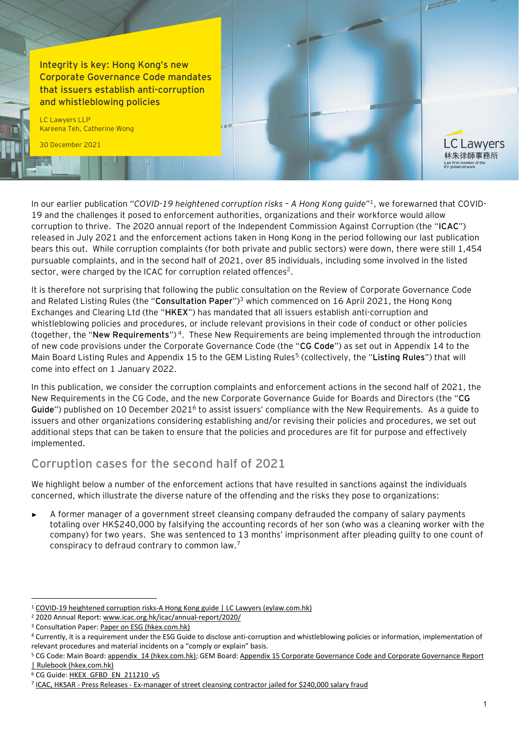# Integrity is key: Hong Kong's new Corporate Governance Code mandates that issuers establish anti-corruption and whistleblowing policies

LC Lawyers LLP
Kareena Teh, Catherine Wong

30 December 2021

In our earlier publication "*COVID-19 heightened corruption risks – A Hong Kong guide*"[1], we forewarned that COVID-19 and the challenges it posed to enforcement authorities, organizations and their workforce would allow corruption to thrive. The 2020 annual report of the Independent Commission Against Corruption (the "**ICAC**") released in July 2021 and the enforcement actions taken in Hong Kong in the period following our last publication bears this out. While corruption complaints (for both private and public sectors) were down, there were still 1,454 pursuable complaints, and in the second half of 2021, over 85 individuals, including some involved in the listed sector, were charged by the ICAC for corruption related offences[2].

It is therefore not surprising that following the public consultation on the Review of Corporate Governance Code and Related Listing Rules (the "**Consultation Paper**")[3] which commenced on 16 April 2021, the Hong Kong Exchanges and Clearing Ltd (the "**HKEX**") has mandated that all issuers establish anti-corruption and whistleblowing policies and procedures, or include relevant provisions in their code of conduct or other policies (together, the "**New Requirements**")[4]. These New Requirements are being implemented through the introduction of new code provisions under the Corporate Governance Code (the "**CG Code**") as set out in Appendix 14 to the Main Board Listing Rules and Appendix 15 to the GEM Listing Rules[5] (collectively, the "**Listing Rules**") that will come into effect on 1 January 2022.

In this publication, we consider the corruption complaints and enforcement actions in the second half of 2021, the New Requirements in the CG Code, and the new Corporate Governance Guide for Boards and Directors (the "**CG Guide**") published on 10 December 2021[6] to assist issuers' compliance with the New Requirements. As a guide to issuers and other organizations considering establishing and/or revising their policies and procedures, we set out additional steps that can be taken to ensure that the policies and procedures are fit for purpose and effectively implemented.

## Corruption cases for the second half of 2021

We highlight below a number of the enforcement actions that have resulted in sanctions against the individuals concerned, which illustrate the diverse nature of the offending and the risks they pose to organizations:

- A former manager of a government street cleansing company defrauded the company of salary payments totaling over HK$240,000 by falsifying the accounting records of her son (who was a cleaning worker with the company) for two years. She was sentenced to 13 months' imprisonment after pleading guilty to one count of conspiracy to defraud contrary to common law.[7]

---

[1] COVID-19 heightened corruption risks-A Hong Kong guide | LC Lawyers (eylaw.com.hk)

[2] 2020 Annual Report: www.icac.org.hk/icac/annual-report/2020/

[3] Consultation Paper: Paper on ESG (hkex.com.hk)

[4] Currently, it is a requirement under the ESG Guide to disclose anti-corruption and whistleblowing policies or information, implementation of relevant procedures and material incidents on a "comply or explain" basis.

[5] CG Code: Main Board: appendix_14 (hkex.com.hk); GEM Board: Appendix 15 Corporate Governance Code and Corporate Governance Report | Rulebook (hkex.com.hk)

[6] CG Guide: HKEX_GFBD_EN_211210_v5

[7] ICAC, HKSAR - Press Releases - Ex-manager of street cleansing contractor jailed for $240,000 salary fraud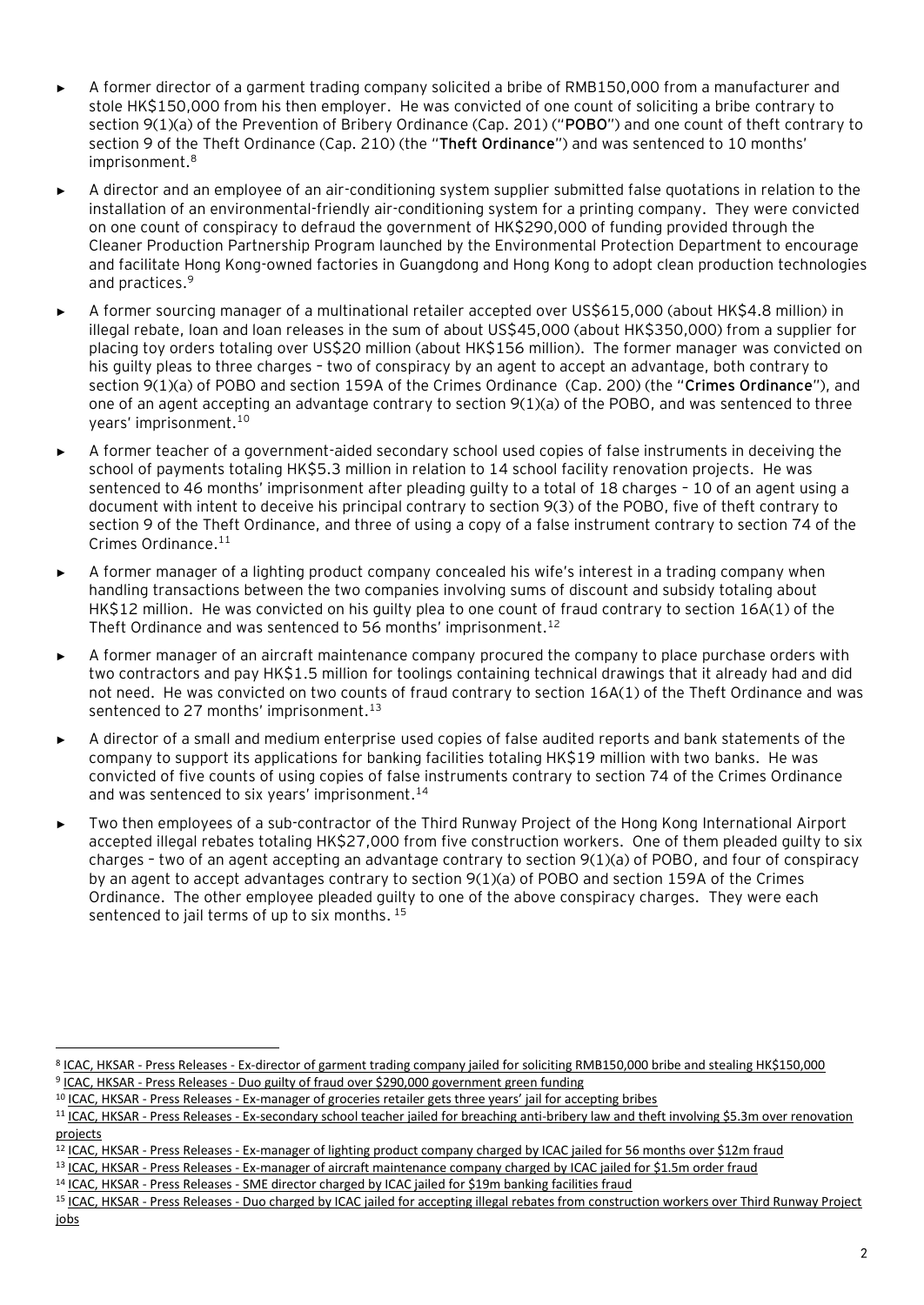- A former director of a garment trading company solicited a bribe of RMB150,000 from a manufacturer and stole HK$150,000 from his then employer. He was convicted of one count of soliciting a bribe contrary to section 9(1)(a) of the Prevention of Bribery Ordinance (Cap. 201) ("**POBO**") and one count of theft contrary to section 9 of the Theft Ordinance (Cap. 210) (the "**Theft Ordinance**") and was sentenced to 10 months' imprisonment.[8]
- A director and an employee of an air-conditioning system supplier submitted false quotations in relation to the installation of an environmental-friendly air-conditioning system for a printing company. They were convicted on one count of conspiracy to defraud the government of HK$290,000 of funding provided through the Cleaner Production Partnership Program launched by the Environmental Protection Department to encourage and facilitate Hong Kong-owned factories in Guangdong and Hong Kong to adopt clean production technologies and practices.[9]
- A former sourcing manager of a multinational retailer accepted over US$615,000 (about HK$4.8 million) in illegal rebate, loan and loan releases in the sum of about US$45,000 (about HK$350,000) from a supplier for placing toy orders totaling over US$20 million (about HK$156 million). The former manager was convicted on his guilty pleas to three charges – two of conspiracy by an agent to accept an advantage, both contrary to section 9(1)(a) of POBO and section 159A of the Crimes Ordinance (Cap. 200) (the "**Crimes Ordinance**"), and one of an agent accepting an advantage contrary to section 9(1)(a) of the POBO, and was sentenced to three years' imprisonment.[10]
- A former teacher of a government-aided secondary school used copies of false instruments in deceiving the school of payments totaling HK$5.3 million in relation to 14 school facility renovation projects. He was sentenced to 46 months' imprisonment after pleading guilty to a total of 18 charges – 10 of an agent using a document with intent to deceive his principal contrary to section 9(3) of the POBO, five of theft contrary to section 9 of the Theft Ordinance, and three of using a copy of a false instrument contrary to section 74 of the Crimes Ordinance.[11]
- A former manager of a lighting product company concealed his wife's interest in a trading company when handling transactions between the two companies involving sums of discount and subsidy totaling about HK$12 million. He was convicted on his guilty plea to one count of fraud contrary to section 16A(1) of the Theft Ordinance and was sentenced to 56 months' imprisonment.[12]
- A former manager of an aircraft maintenance company procured the company to place purchase orders with two contractors and pay HK$1.5 million for toolings containing technical drawings that it already had and did not need. He was convicted on two counts of fraud contrary to section 16A(1) of the Theft Ordinance and was sentenced to 27 months' imprisonment.[13]
- A director of a small and medium enterprise used copies of false audited reports and bank statements of the company to support its applications for banking facilities totaling HK$19 million with two banks. He was convicted of five counts of using copies of false instruments contrary to section 74 of the Crimes Ordinance and was sentenced to six years' imprisonment.[14]
- Two then employees of a sub-contractor of the Third Runway Project of the Hong Kong International Airport accepted illegal rebates totaling HK$27,000 from five construction workers. One of them pleaded guilty to six charges – two of an agent accepting an advantage contrary to section 9(1)(a) of POBO, and four of conspiracy by an agent to accept advantages contrary to section 9(1)(a) of POBO and section 159A of the Crimes Ordinance. The other employee pleaded guilty to one of the above conspiracy charges. They were each sentenced to jail terms of up to six months.[15]

---

[8] ICAC, HKSAR - Press Releases - Ex-director of garment trading company jailed for soliciting RMB150,000 bribe and stealing HK$150,000

[9] ICAC, HKSAR - Press Releases - Duo guilty of fraud over $290,000 government green funding

[10] ICAC, HKSAR - Press Releases - Ex-manager of groceries retailer gets three years' jail for accepting bribes

[11] ICAC, HKSAR - Press Releases - Ex-secondary school teacher jailed for breaching anti-bribery law and theft involving $5.3m over renovation projects

[12] ICAC, HKSAR - Press Releases - Ex-manager of lighting product company charged by ICAC jailed for 56 months over $12m fraud

[13] ICAC, HKSAR - Press Releases - Ex-manager of aircraft maintenance company charged by ICAC jailed for $1.5m order fraud

[14] ICAC, HKSAR - Press Releases - SME director charged by ICAC jailed for $19m banking facilities fraud

[15] ICAC, HKSAR - Press Releases - Duo charged by ICAC jailed for accepting illegal rebates from construction workers over Third Runway Project jobs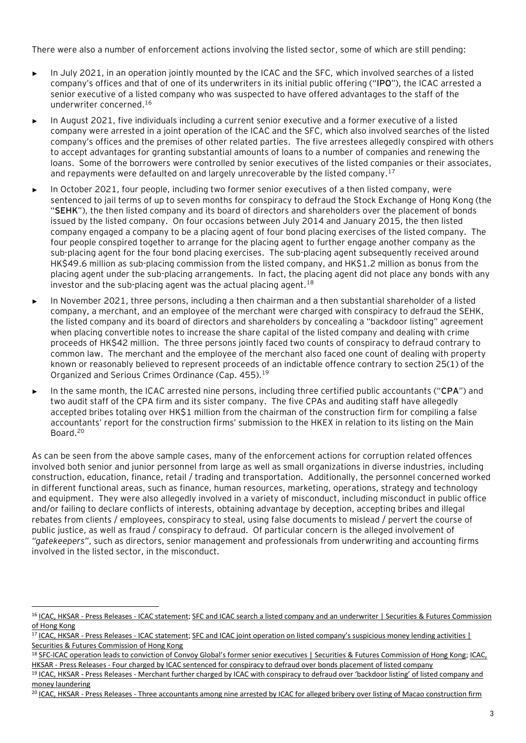There were also a number of enforcement actions involving the listed sector, some of which are still pending:

- In July 2021, in an operation jointly mounted by the ICAC and the SFC, which involved searches of a listed company's offices and that of one of its underwriters in its initial public offering ("**IPO**"), the ICAC arrested a senior executive of a listed company who was suspected to have offered advantages to the staff of the underwriter concerned.[16]
- In August 2021, five individuals including a current senior executive and a former executive of a listed company were arrested in a joint operation of the ICAC and the SFC, which also involved searches of the listed company's offices and the premises of other related parties. The five arrestees allegedly conspired with others to accept advantages for granting substantial amounts of loans to a number of companies and renewing the loans. Some of the borrowers were controlled by senior executives of the listed companies or their associates, and repayments were defaulted on and largely unrecoverable by the listed company.[17]
- In October 2021, four people, including two former senior executives of a then listed company, were sentenced to jail terms of up to seven months for conspiracy to defraud the Stock Exchange of Hong Kong (the "**SEHK**"), the then listed company and its board of directors and shareholders over the placement of bonds issued by the listed company. On four occasions between July 2014 and January 2015, the then listed company engaged a company to be a placing agent of four bond placing exercises of the listed company. The four people conspired together to arrange for the placing agent to further engage another company as the sub-placing agent for the four bond placing exercises. The sub-placing agent subsequently received around HK$49.6 million as sub-placing commission from the listed company, and HK$1.2 million as bonus from the placing agent under the sub-placing arrangements. In fact, the placing agent did not place any bonds with any investor and the sub-placing agent was the actual placing agent.[18]
- In November 2021, three persons, including a then chairman and a then substantial shareholder of a listed company, a merchant, and an employee of the merchant were charged with conspiracy to defraud the SEHK, the listed company and its board of directors and shareholders by concealing a "backdoor listing" agreement when placing convertible notes to increase the share capital of the listed company and dealing with crime proceeds of HK$42 million. The three persons jointly faced two counts of conspiracy to defraud contrary to common law. The merchant and the employee of the merchant also faced one count of dealing with property known or reasonably believed to represent proceeds of an indictable offence contrary to section 25(1) of the Organized and Serious Crimes Ordinance (Cap. 455).[19]
- In the same month, the ICAC arrested nine persons, including three certified public accountants ("**CPA**") and two audit staff of the CPA firm and its sister company. The five CPAs and auditing staff have allegedly accepted bribes totaling over HK$1 million from the chairman of the construction firm for compiling a false accountants' report for the construction firms' submission to the HKEX in relation to its listing on the Main Board.[20]

As can be seen from the above sample cases, many of the enforcement actions for corruption related offences involved both senior and junior personnel from large as well as small organizations in diverse industries, including construction, education, finance, retail / trading and transportation. Additionally, the personnel concerned worked in different functional areas, such as finance, human resources, marketing, operations, strategy and technology and equipment. They were also allegedly involved in a variety of misconduct, including misconduct in public office and/or failing to declare conflicts of interests, obtaining advantage by deception, accepting bribes and illegal rebates from clients / employees, conspiracy to steal, using false documents to mislead / pervert the course of public justice, as well as fraud / conspiracy to defraud. Of particular concern is the alleged involvement of *"gatekeepers"*, such as directors, senior management and professionals from underwriting and accounting firms involved in the listed sector, in the misconduct.

---

[16] ICAC, HKSAR - Press Releases - ICAC statement; SFC and ICAC search a listed company and an underwriter | Securities & Futures Commission of Hong Kong

[17] ICAC, HKSAR - Press Releases - ICAC statement; SFC and ICAC joint operation on listed company's suspicious money lending activities | Securities & Futures Commission of Hong Kong

[18] SFC-ICAC operation leads to conviction of Convoy Global's former senior executives | Securities & Futures Commission of Hong Kong; ICAC, HKSAR - Press Releases - Four charged by ICAC sentenced for conspiracy to defraud over bonds placement of listed company

[19] ICAC, HKSAR - Press Releases - Merchant further charged by ICAC with conspiracy to defraud over 'backdoor listing' of listed company and money laundering

[20] ICAC, HKSAR - Press Releases - Three accountants among nine arrested by ICAC for alleged bribery over listing of Macao construction firm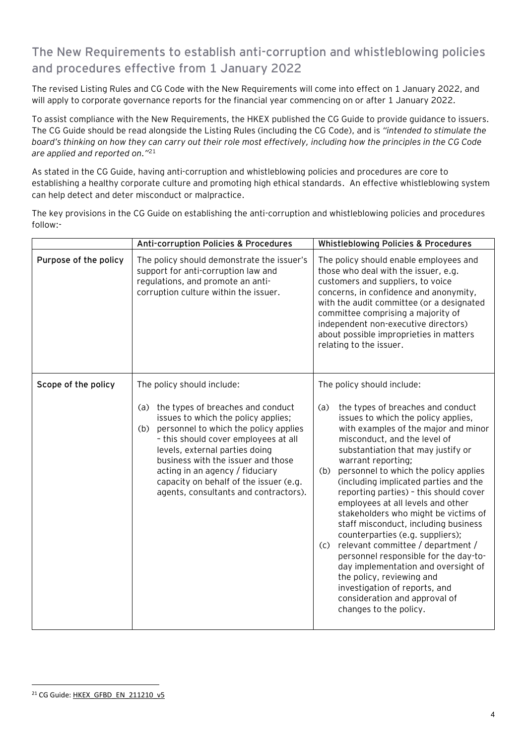## The New Requirements to establish anti-corruption and whistleblowing policies and procedures effective from 1 January 2022

The revised Listing Rules and CG Code with the New Requirements will come into effect on 1 January 2022, and will apply to corporate governance reports for the financial year commencing on or after 1 January 2022.

To assist compliance with the New Requirements, the HKEX published the CG Guide to provide guidance to issuers. The CG Guide should be read alongside the Listing Rules (including the CG Code), and is *"intended to stimulate the board's thinking on how they can carry out their role most effectively, including how the principles in the CG Code are applied and reported on."*[21]

As stated in the CG Guide, having anti-corruption and whistleblowing policies and procedures are core to establishing a healthy corporate culture and promoting high ethical standards. An effective whistleblowing system can help detect and deter misconduct or malpractice.

The key provisions in the CG Guide on establishing the anti-corruption and whistleblowing policies and procedures follow:-

| | Anti-corruption Policies & Procedures | Whistleblowing Policies & Procedures |
| --- | --- | --- |
| **Purpose of the policy** | The policy should demonstrate the issuer's support for anti-corruption law and regulations, and promote an anti-corruption culture within the issuer. | The policy should enable employees and those who deal with the issuer, e.g. customers and suppliers, to voice concerns, in confidence and anonymity, with the audit committee (or a designated committee comprising a majority of independent non-executive directors) about possible improprieties in matters relating to the issuer. |
| **Scope of the policy** | The policy should include:<br><br>(a) the types of breaches and conduct issues to which the policy applies;<br>(b) personnel to which the policy applies – this should cover employees at all levels, external parties doing business with the issuer and those acting in an agency / fiduciary capacity on behalf of the issuer (e.g. agents, consultants and contractors). | The policy should include:<br><br>(a) the types of breaches and conduct issues to which the policy applies, with examples of the major and minor misconduct, and the level of substantiation that may justify or warrant reporting;<br>(b) personnel to which the policy applies (including implicated parties and the reporting parties) – this should cover employees at all levels and other stakeholders who might be victims of staff misconduct, including business counterparties (e.g. suppliers);<br>(c) relevant committee / department / personnel responsible for the day-to-day implementation and oversight of the policy, reviewing and investigation of reports, and consideration and approval of changes to the policy. |

[21] CG Guide: HKEX_GFBD_EN_211210_v5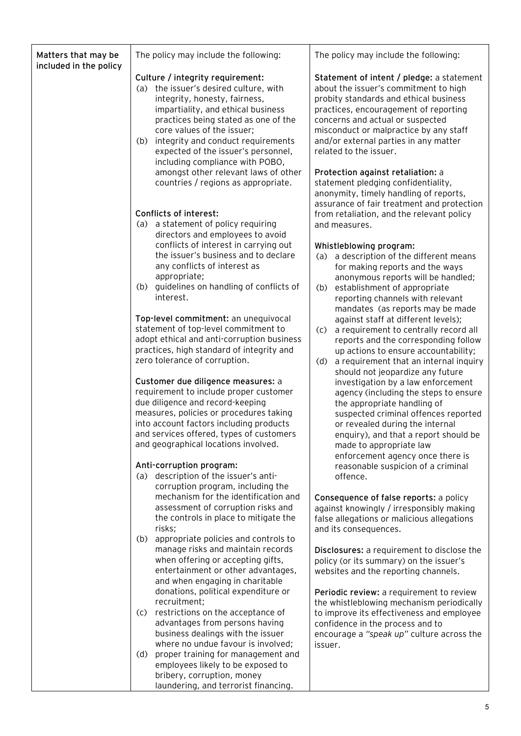| Matters that may be included in the policy | The policy may include the following:<br><br>**Culture / integrity requirement:**<br>(a) the issuer's desired culture, with integrity, honesty, fairness, impartiality, and ethical business practices being stated as one of the core values of the issuer;<br>(b) integrity and conduct requirements expected of the issuer's personnel, including compliance with POBO, amongst other relevant laws of other countries / regions as appropriate.<br><br>**Conflicts of interest:**<br>(a) a statement of policy requiring directors and employees to avoid conflicts of interest in carrying out the issuer's business and to declare any conflicts of interest as appropriate;<br>(b) guidelines on handling of conflicts of interest.<br><br>**Top-level commitment:** an unequivocal statement of top-level commitment to adopt ethical and anti-corruption business practices, high standard of integrity and zero tolerance of corruption.<br><br>**Customer due diligence measures:** a requirement to include proper customer due diligence and record-keeping measures, policies or procedures taking into account factors including products and services offered, types of customers and geographical locations involved.<br><br>**Anti-corruption program:**<br>(a) description of the issuer's anti-corruption program, including the mechanism for the identification and assessment of corruption risks and the controls in place to mitigate the risks;<br>(b) appropriate policies and controls to manage risks and maintain records when offering or accepting gifts, entertainment or other advantages, and when engaging in charitable donations, political expenditure or recruitment;<br>(c) restrictions on the acceptance of advantages from persons having business dealings with the issuer where no undue favour is involved;<br>(d) proper training for management and employees likely to be exposed to bribery, corruption, money laundering, and terrorist financing. | The policy may include the following:<br><br>**Statement of intent / pledge:** a statement about the issuer's commitment to high probity standards and ethical business practices, encouragement of reporting concerns and actual or suspected misconduct or malpractice by any staff and/or external parties in any matter related to the issuer.<br><br>**Protection against retaliation:** a statement pledging confidentiality, anonymity, timely handling of reports, assurance of fair treatment and protection from retaliation, and the relevant policy and measures.<br><br>**Whistleblowing program:**<br>(a) a description of the different means for making reports and the ways anonymous reports will be handled;<br>(b) establishment of appropriate reporting channels with relevant mandates (as reports may be made against staff at different levels);<br>(c) a requirement to centrally record all reports and the corresponding follow up actions to ensure accountability;<br>(d) a requirement that an internal inquiry should not jeopardize any future investigation by a law enforcement agency (including the steps to ensure the appropriate handling of suspected criminal offences reported or revealed during the internal enquiry), and that a report should be made to appropriate law enforcement agency once there is reasonable suspicion of a criminal offence.<br><br>**Consequence of false reports:** a policy against knowingly / irresponsibly making false allegations or malicious allegations and its consequences.<br><br>**Disclosures:** a requirement to disclose the policy (or its summary) on the issuer's websites and the reporting channels.<br><br>**Periodic review:** a requirement to review the whistleblowing mechanism periodically to improve its effectiveness and employee confidence in the process and to encourage a *"speak up"* culture across the issuer. |
|---|---|---|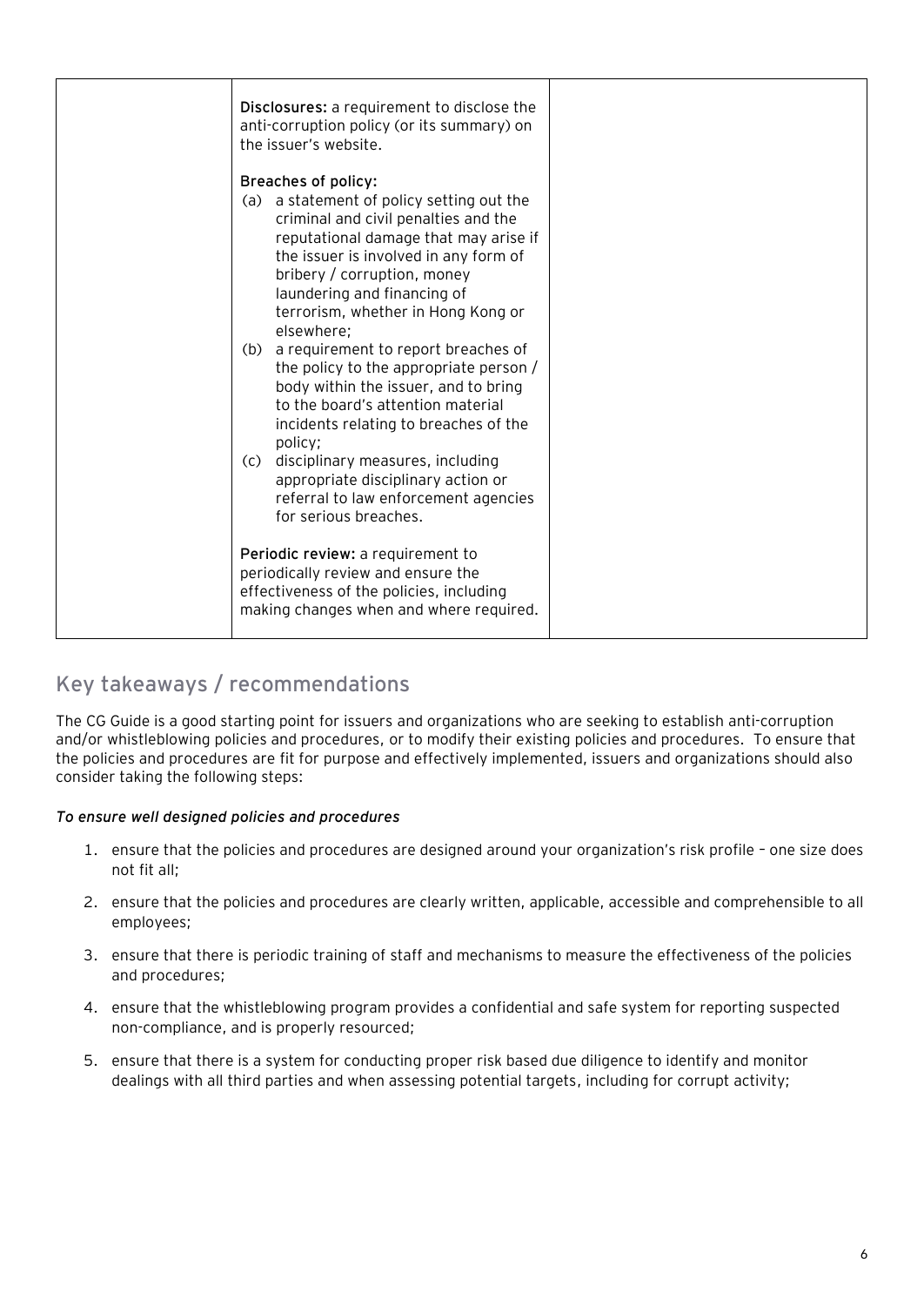| | **Disclosures:** a requirement to disclose the anti-corruption policy (or its summary) on the issuer's website.<br><br>**Breaches of policy:**<br>(a) a statement of policy setting out the criminal and civil penalties and the reputational damage that may arise if the issuer is involved in any form of bribery / corruption, money laundering and financing of terrorism, whether in Hong Kong or elsewhere;<br>(b) a requirement to report breaches of the policy to the appropriate person / body within the issuer, and to bring to the board's attention material incidents relating to breaches of the policy;<br>(c) disciplinary measures, including appropriate disciplinary action or referral to law enforcement agencies for serious breaches.<br><br>**Periodic review:** a requirement to periodically review and ensure the effectiveness of the policies, including making changes when and where required. | |
|---|---|---|

## Key takeaways / recommendations

The CG Guide is a good starting point for issuers and organizations who are seeking to establish anti-corruption and/or whistleblowing policies and procedures, or to modify their existing policies and procedures. To ensure that the policies and procedures are fit for purpose and effectively implemented, issuers and organizations should also consider taking the following steps:

*To ensure well designed policies and procedures*

1. ensure that the policies and procedures are designed around your organization's risk profile – one size does not fit all;
2. ensure that the policies and procedures are clearly written, applicable, accessible and comprehensible to all employees;
3. ensure that there is periodic training of staff and mechanisms to measure the effectiveness of the policies and procedures;
4. ensure that the whistleblowing program provides a confidential and safe system for reporting suspected non-compliance, and is properly resourced;
5. ensure that there is a system for conducting proper risk based due diligence to identify and monitor dealings with all third parties and when assessing potential targets, including for corrupt activity;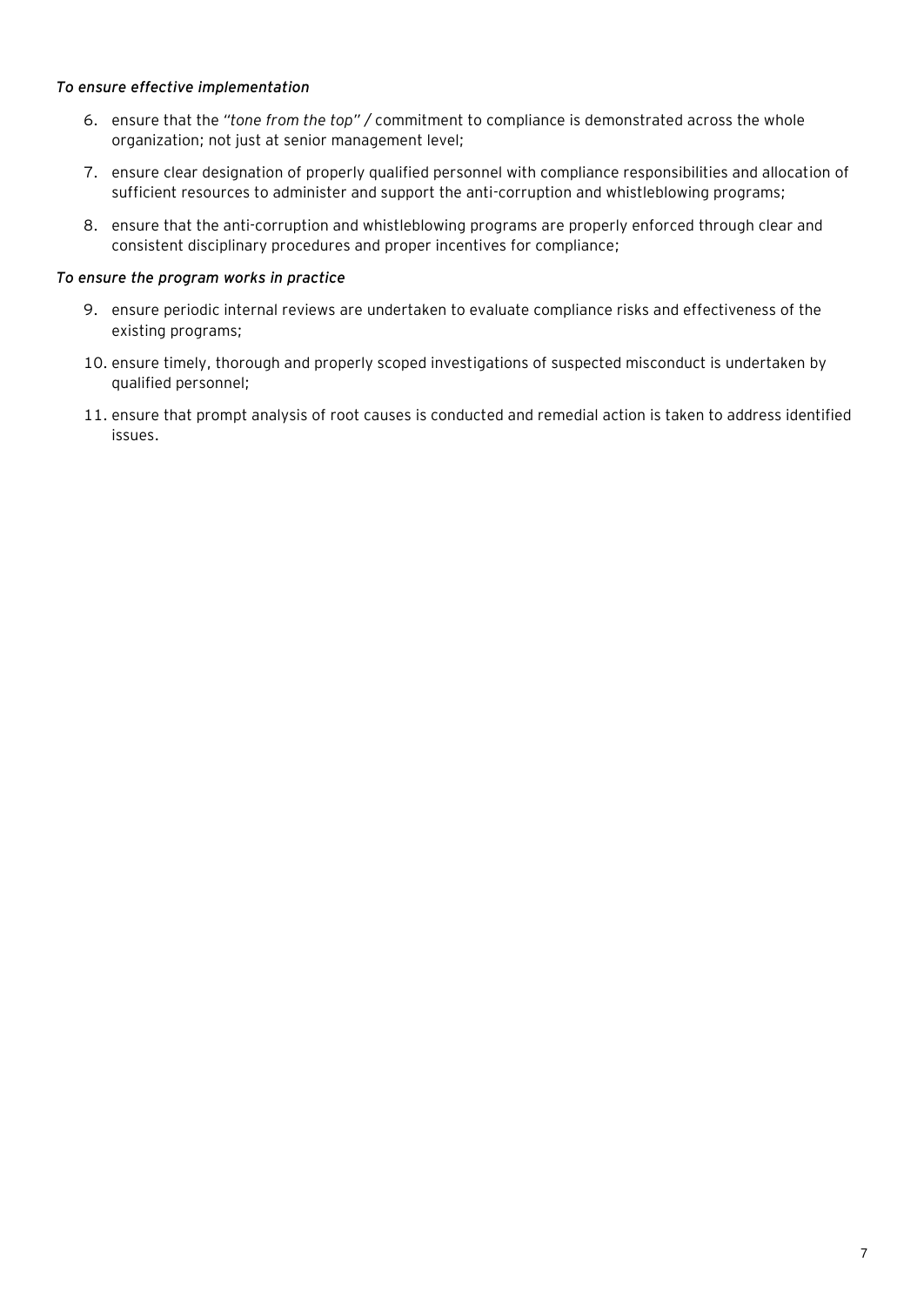*To ensure effective implementation*

6. ensure that the "*tone from the top*" */* commitment to compliance is demonstrated across the whole organization; not just at senior management level;
7. ensure clear designation of properly qualified personnel with compliance responsibilities and allocation of sufficient resources to administer and support the anti-corruption and whistleblowing programs;
8. ensure that the anti-corruption and whistleblowing programs are properly enforced through clear and consistent disciplinary procedures and proper incentives for compliance;

*To ensure the program works in practice*

9. ensure periodic internal reviews are undertaken to evaluate compliance risks and effectiveness of the existing programs;
10. ensure timely, thorough and properly scoped investigations of suspected misconduct is undertaken by qualified personnel;
11. ensure that prompt analysis of root causes is conducted and remedial action is taken to address identified issues.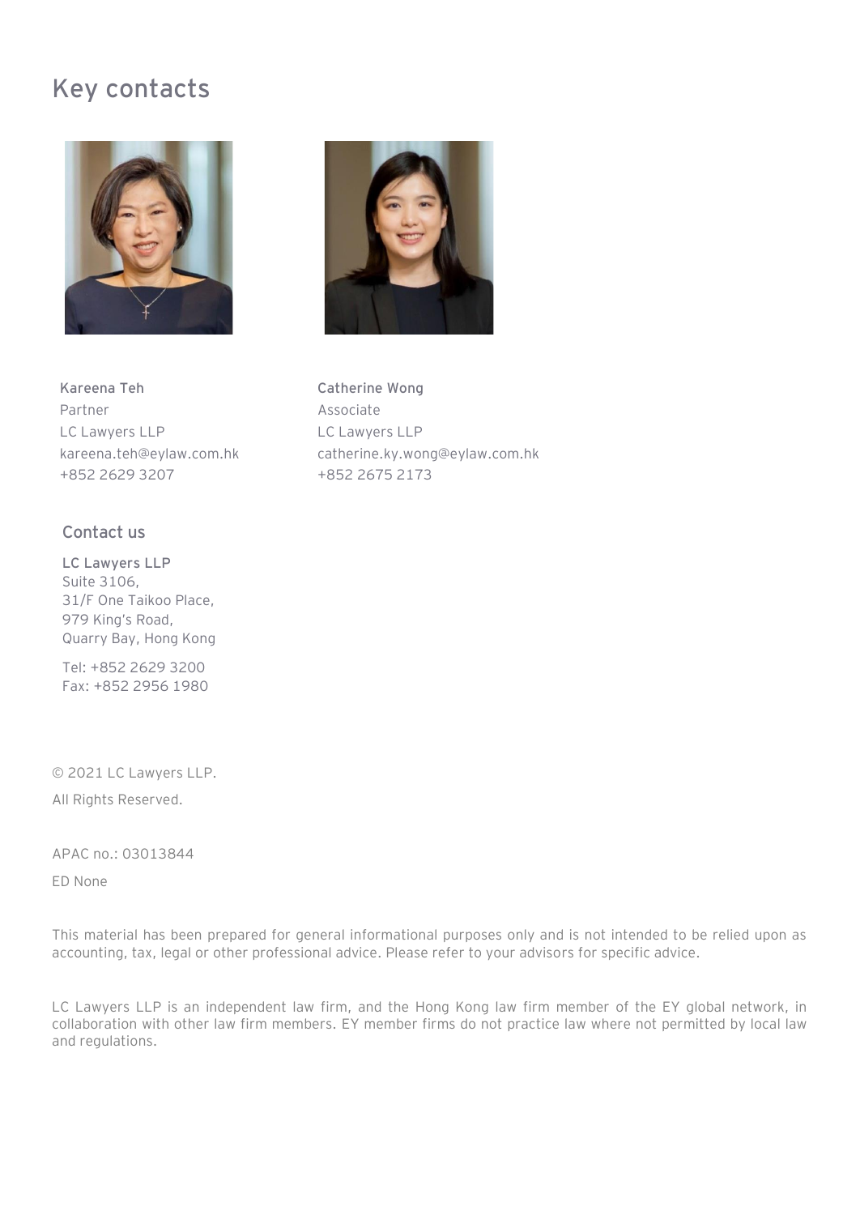# Key contacts

**Kareena Teh**
Partner
LC Lawyers LLP
kareena.teh@eylaw.com.hk
+852 2629 3207

**Catherine Wong**
Associate
LC Lawyers LLP
catherine.ky.wong@eylaw.com.hk
+852 2675 2173

## Contact us

**LC Lawyers LLP**
Suite 3106,
31/F One Taikoo Place,
979 King's Road,
Quarry Bay, Hong Kong

Tel: +852 2629 3200
Fax: +852 2956 1980

© 2021 LC Lawyers LLP.
All Rights Reserved.

APAC no.: 03013844
ED None

This material has been prepared for general informational purposes only and is not intended to be relied upon as accounting, tax, legal or other professional advice. Please refer to your advisors for specific advice.

LC Lawyers LLP is an independent law firm, and the Hong Kong law firm member of the EY global network, in collaboration with other law firm members. EY member firms do not practice law where not permitted by local law and regulations.